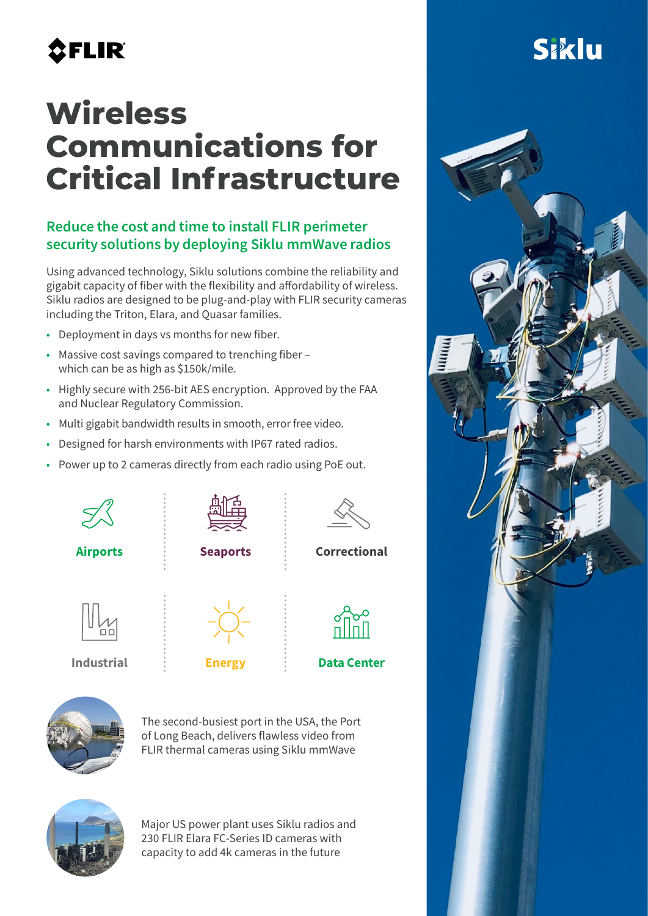FLIR

Siklu

# Wireless Communications for Critical Infrastructure

## Reduce the cost and time to install FLIR perimeter security solutions by deploying Siklu mmWave radios

Using advanced technology, Siklu solutions combine the reliability and gigabit capacity of fiber with the flexibility and affordability of wireless. Siklu radios are designed to be plug-and-play with FLIR security cameras including the Triton, Elara, and Quasar families.

- Deployment in days vs months for new fiber.
- Massive cost savings compared to trenching fiber – which can be as high as $150k/mile.
- Highly secure with 256-bit AES encryption. Approved by the FAA and Nuclear Regulatory Commission.
- Multi gigabit bandwidth results in smooth, error free video.
- Designed for harsh environments with IP67 rated radios.
- Power up to 2 cameras directly from each radio using PoE out.

**Airports** | **Seaports** | **Correctional**

**Industrial** | **Energy** | **Data Center**

The second-busiest port in the USA, the Port of Long Beach, delivers flawless video from FLIR thermal cameras using Siklu mmWave

Major US power plant uses Siklu radios and 230 FLIR Elara FC-Series ID cameras with capacity to add 4k cameras in the future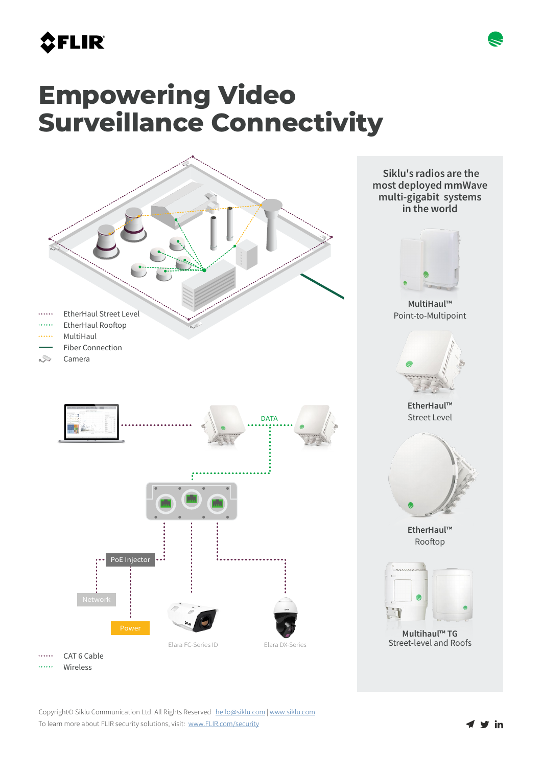# Empowering Video Surveillance Connectivity

EtherHaul Street Level
EtherHaul Rooftop
MultiHaul
Fiber Connection
Camera

DATA

PoE Injector

Network

Power

Elara FC-Series ID

Elara DX-Series

CAT 6 Cable
Wireless

Siklu's radios are the most deployed mmWave multi-gigabit systems in the world

**MultiHaul™**
Point-to-Multipoint

**EtherHaul™**
Street Level

**EtherHaul™**
Rooftop

**Multihaul™ TG**
Street-level and Roofs

Copyright© Siklu Communication Ltd. All Rights Reserved hello@siklu.com | www.siklu.com
To learn more about FLIR security solutions, visit: www.FLIR.com/security